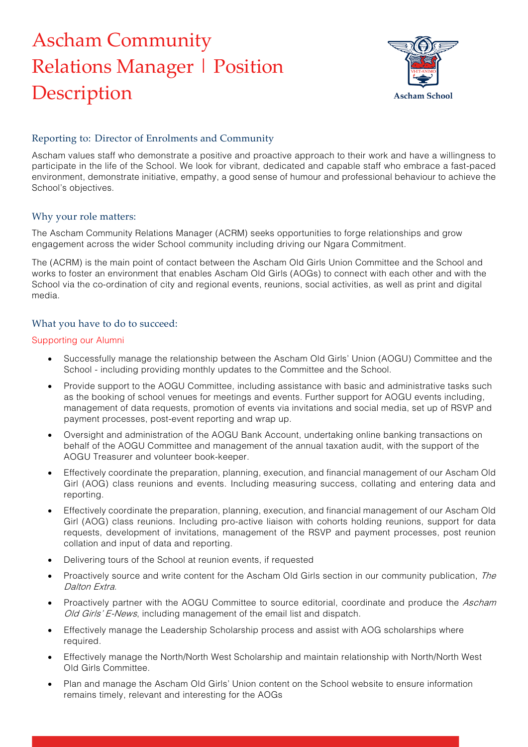# Ascham Community Relations Manager | Position Description

Ascham School

## Reporting to: Director of Enrolments and Community

Ascham values staff who demonstrate a positive and proactive approach to their work and have a willingness to participate in the life of the School. We look for vibrant, dedicated and capable staff who embrace a fast-paced environment, demonstrate initiative, empathy, a good sense of humour and professional behaviour to achieve the School's objectives.

## Why your role matters:

The Ascham Community Relations Manager (ACRM) seeks opportunities to forge relationships and grow engagement across the wider School community including driving our Ngara Commitment.

The (ACRM) is the main point of contact between the Ascham Old Girls Union Committee and the School and works to foster an environment that enables Ascham Old Girls (AOGs) to connect with each other and with the School via the co-ordination of city and regional events, reunions, social activities, as well as print and digital media.

## What you have to do to succeed:

### Supporting our Alumni

- Successfully manage the relationship between the Ascham Old Girls' Union (AOGU) Committee and the School - including providing monthly updates to the Committee and the School.
- Provide support to the AOGU Committee, including assistance with basic and administrative tasks such as the booking of school venues for meetings and events. Further support for AOGU events including, management of data requests, promotion of events via invitations and social media, set up of RSVP and payment processes, post-event reporting and wrap up.
- Oversight and administration of the AOGU Bank Account, undertaking online banking transactions on behalf of the AOGU Committee and management of the annual taxation audit, with the support of the AOGU Treasurer and volunteer book-keeper.
- Effectively coordinate the preparation, planning, execution, and financial management of our Ascham Old Girl (AOG) class reunions and events. Including measuring success, collating and entering data and reporting.
- Effectively coordinate the preparation, planning, execution, and financial management of our Ascham Old Girl (AOG) class reunions. Including pro-active liaison with cohorts holding reunions, support for data requests, development of invitations, management of the RSVP and payment processes, post reunion collation and input of data and reporting.
- Delivering tours of the School at reunion events, if requested
- Proactively source and write content for the Ascham Old Girls section in our community publication, *The Dalton Extra*.
- Proactively partner with the AOGU Committee to source editorial, coordinate and produce the *Ascham Old Girls' E-News*, including management of the email list and dispatch.
- Effectively manage the Leadership Scholarship process and assist with AOG scholarships where required.
- Effectively manage the North/North West Scholarship and maintain relationship with North/North West Old Girls Committee.
- Plan and manage the Ascham Old Girls' Union content on the School website to ensure information remains timely, relevant and interesting for the AOGs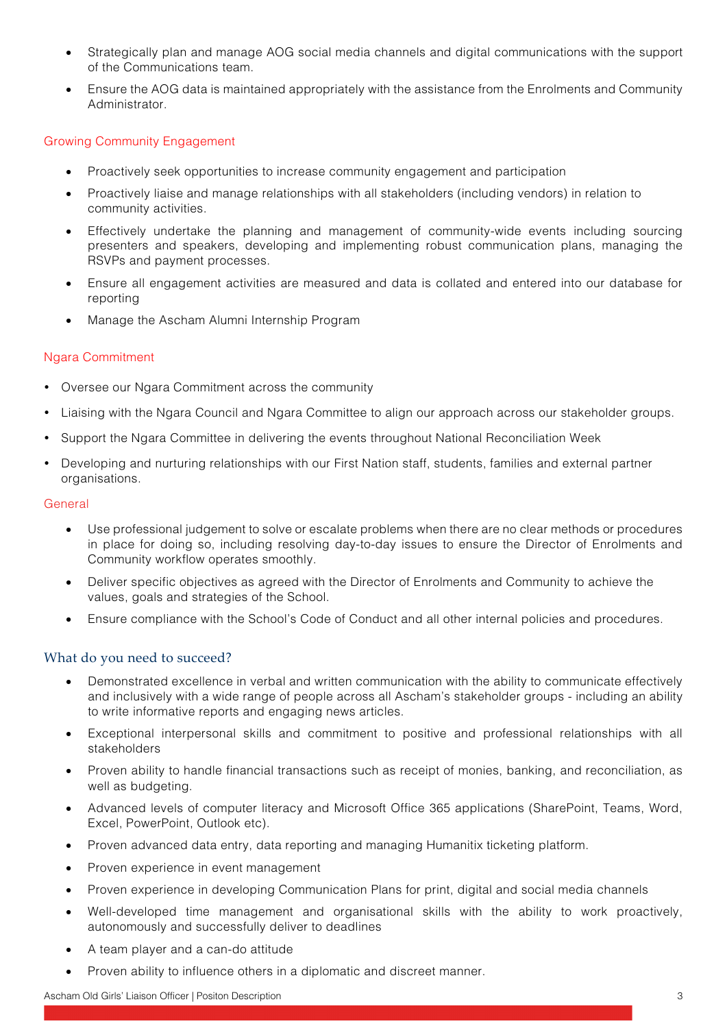- Strategically plan and manage AOG social media channels and digital communications with the support of the Communications team.
- Ensure the AOG data is maintained appropriately with the assistance from the Enrolments and Community Administrator.

### Growing Community Engagement

- Proactively seek opportunities to increase community engagement and participation
- Proactively liaise and manage relationships with all stakeholders (including vendors) in relation to community activities.
- Effectively undertake the planning and management of community-wide events including sourcing presenters and speakers, developing and implementing robust communication plans, managing the RSVPs and payment processes.
- Ensure all engagement activities are measured and data is collated and entered into our database for reporting
- Manage the Ascham Alumni Internship Program

### Ngara Commitment

- Oversee our Ngara Commitment across the community
- Liaising with the Ngara Council and Ngara Committee to align our approach across our stakeholder groups.
- Support the Ngara Committee in delivering the events throughout National Reconciliation Week
- Developing and nurturing relationships with our First Nation staff, students, families and external partner organisations.

### General

- Use professional judgement to solve or escalate problems when there are no clear methods or procedures in place for doing so, including resolving day-to-day issues to ensure the Director of Enrolments and Community workflow operates smoothly.
- Deliver specific objectives as agreed with the Director of Enrolments and Community to achieve the values, goals and strategies of the School.
- Ensure compliance with the School's Code of Conduct and all other internal policies and procedures.

## What do you need to succeed?

- Demonstrated excellence in verbal and written communication with the ability to communicate effectively and inclusively with a wide range of people across all Ascham's stakeholder groups - including an ability to write informative reports and engaging news articles.
- Exceptional interpersonal skills and commitment to positive and professional relationships with all stakeholders
- Proven ability to handle financial transactions such as receipt of monies, banking, and reconciliation, as well as budgeting.
- Advanced levels of computer literacy and Microsoft Office 365 applications (SharePoint, Teams, Word, Excel, PowerPoint, Outlook etc).
- Proven advanced data entry, data reporting and managing Humanitix ticketing platform.
- Proven experience in event management
- Proven experience in developing Communication Plans for print, digital and social media channels
- Well-developed time management and organisational skills with the ability to work proactively, autonomously and successfully deliver to deadlines
- A team player and a can-do attitude
- Proven ability to influence others in a diplomatic and discreet manner.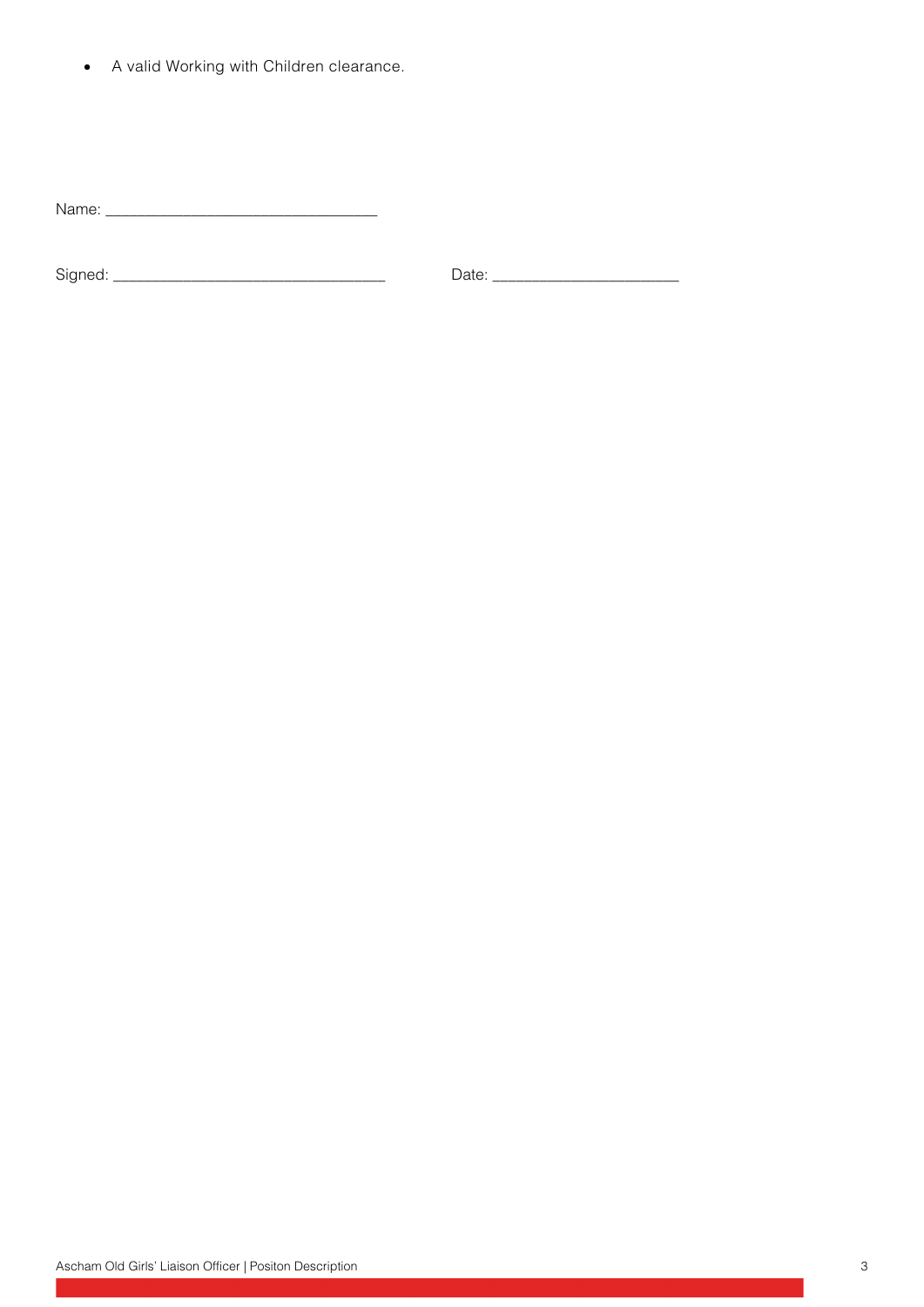- A valid Working with Children clearance.

Name: ______________________________

Signed: ______________________________ Date: ____________________